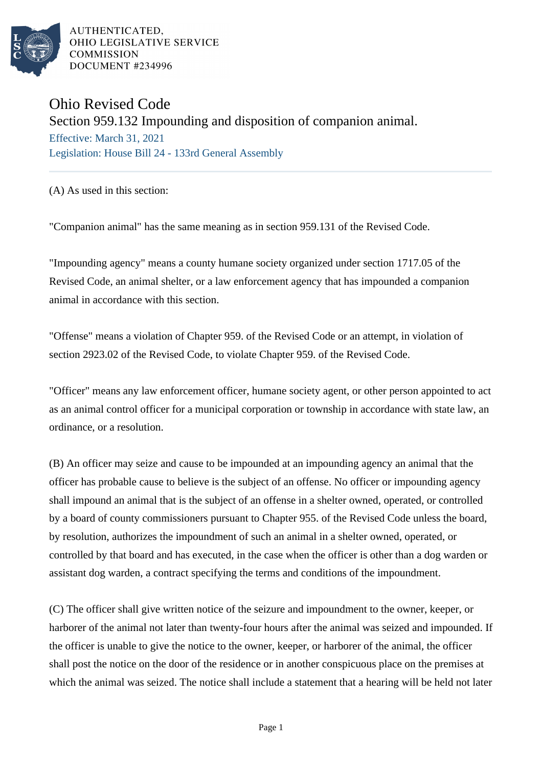AUTHENTICATED,
OHIO LEGISLATIVE SERVICE
COMMISSION
DOCUMENT #234996

# Ohio Revised Code

## Section 959.132 Impounding and disposition of companion animal.

Effective: March 31, 2021

Legislation: House Bill 24 - 133rd General Assembly

(A) As used in this section:

"Companion animal" has the same meaning as in section 959.131 of the Revised Code.

"Impounding agency" means a county humane society organized under section 1717.05 of the Revised Code, an animal shelter, or a law enforcement agency that has impounded a companion animal in accordance with this section.

"Offense" means a violation of Chapter 959. of the Revised Code or an attempt, in violation of section 2923.02 of the Revised Code, to violate Chapter 959. of the Revised Code.

"Officer" means any law enforcement officer, humane society agent, or other person appointed to act as an animal control officer for a municipal corporation or township in accordance with state law, an ordinance, or a resolution.

(B) An officer may seize and cause to be impounded at an impounding agency an animal that the officer has probable cause to believe is the subject of an offense. No officer or impounding agency shall impound an animal that is the subject of an offense in a shelter owned, operated, or controlled by a board of county commissioners pursuant to Chapter 955. of the Revised Code unless the board, by resolution, authorizes the impoundment of such an animal in a shelter owned, operated, or controlled by that board and has executed, in the case when the officer is other than a dog warden or assistant dog warden, a contract specifying the terms and conditions of the impoundment.

(C) The officer shall give written notice of the seizure and impoundment to the owner, keeper, or harborer of the animal not later than twenty-four hours after the animal was seized and impounded. If the officer is unable to give the notice to the owner, keeper, or harborer of the animal, the officer shall post the notice on the door of the residence or in another conspicuous place on the premises at which the animal was seized. The notice shall include a statement that a hearing will be held not later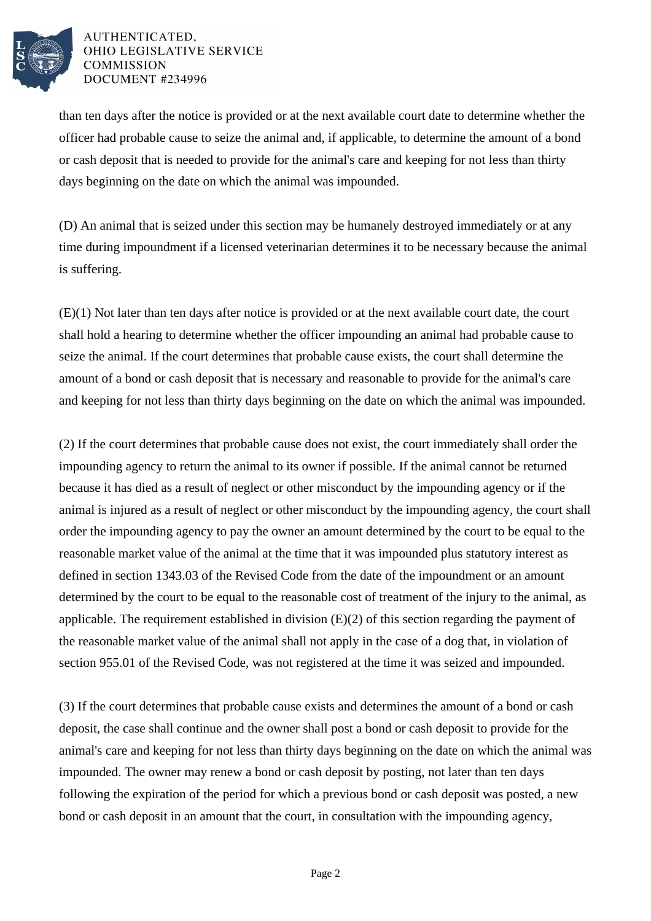than ten days after the notice is provided or at the next available court date to determine whether the officer had probable cause to seize the animal and, if applicable, to determine the amount of a bond or cash deposit that is needed to provide for the animal's care and keeping for not less than thirty days beginning on the date on which the animal was impounded.

(D) An animal that is seized under this section may be humanely destroyed immediately or at any time during impoundment if a licensed veterinarian determines it to be necessary because the animal is suffering.

(E)(1) Not later than ten days after notice is provided or at the next available court date, the court shall hold a hearing to determine whether the officer impounding an animal had probable cause to seize the animal. If the court determines that probable cause exists, the court shall determine the amount of a bond or cash deposit that is necessary and reasonable to provide for the animal's care and keeping for not less than thirty days beginning on the date on which the animal was impounded.

(2) If the court determines that probable cause does not exist, the court immediately shall order the impounding agency to return the animal to its owner if possible. If the animal cannot be returned because it has died as a result of neglect or other misconduct by the impounding agency or if the animal is injured as a result of neglect or other misconduct by the impounding agency, the court shall order the impounding agency to pay the owner an amount determined by the court to be equal to the reasonable market value of the animal at the time that it was impounded plus statutory interest as defined in section 1343.03 of the Revised Code from the date of the impoundment or an amount determined by the court to be equal to the reasonable cost of treatment of the injury to the animal, as applicable. The requirement established in division (E)(2) of this section regarding the payment of the reasonable market value of the animal shall not apply in the case of a dog that, in violation of section 955.01 of the Revised Code, was not registered at the time it was seized and impounded.

(3) If the court determines that probable cause exists and determines the amount of a bond or cash deposit, the case shall continue and the owner shall post a bond or cash deposit to provide for the animal's care and keeping for not less than thirty days beginning on the date on which the animal was impounded. The owner may renew a bond or cash deposit by posting, not later than ten days following the expiration of the period for which a previous bond or cash deposit was posted, a new bond or cash deposit in an amount that the court, in consultation with the impounding agency,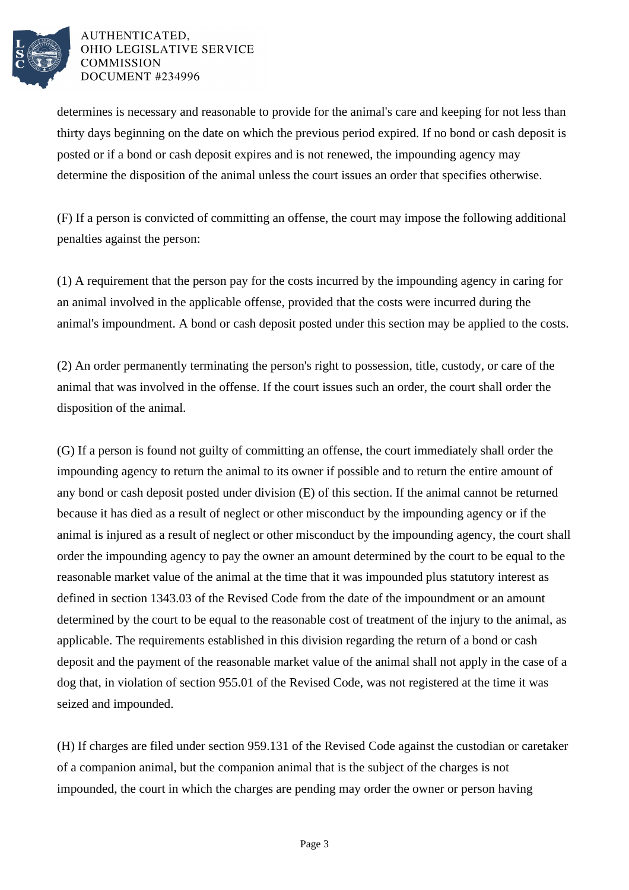determines is necessary and reasonable to provide for the animal's care and keeping for not less than thirty days beginning on the date on which the previous period expired. If no bond or cash deposit is posted or if a bond or cash deposit expires and is not renewed, the impounding agency may determine the disposition of the animal unless the court issues an order that specifies otherwise.

(F) If a person is convicted of committing an offense, the court may impose the following additional penalties against the person:

(1) A requirement that the person pay for the costs incurred by the impounding agency in caring for an animal involved in the applicable offense, provided that the costs were incurred during the animal's impoundment. A bond or cash deposit posted under this section may be applied to the costs.

(2) An order permanently terminating the person's right to possession, title, custody, or care of the animal that was involved in the offense. If the court issues such an order, the court shall order the disposition of the animal.

(G) If a person is found not guilty of committing an offense, the court immediately shall order the impounding agency to return the animal to its owner if possible and to return the entire amount of any bond or cash deposit posted under division (E) of this section. If the animal cannot be returned because it has died as a result of neglect or other misconduct by the impounding agency or if the animal is injured as a result of neglect or other misconduct by the impounding agency, the court shall order the impounding agency to pay the owner an amount determined by the court to be equal to the reasonable market value of the animal at the time that it was impounded plus statutory interest as defined in section 1343.03 of the Revised Code from the date of the impoundment or an amount determined by the court to be equal to the reasonable cost of treatment of the injury to the animal, as applicable. The requirements established in this division regarding the return of a bond or cash deposit and the payment of the reasonable market value of the animal shall not apply in the case of a dog that, in violation of section 955.01 of the Revised Code, was not registered at the time it was seized and impounded.

(H) If charges are filed under section 959.131 of the Revised Code against the custodian or caretaker of a companion animal, but the companion animal that is the subject of the charges is not impounded, the court in which the charges are pending may order the owner or person having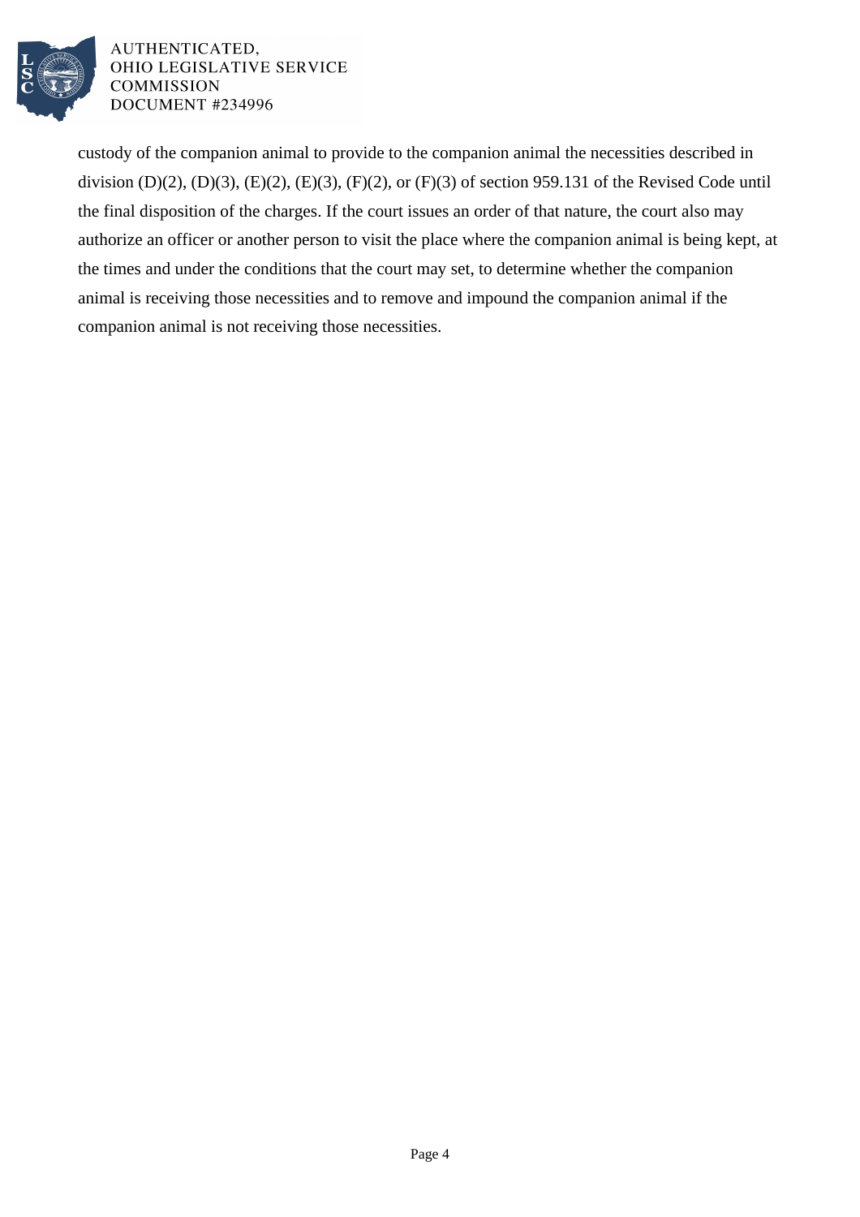custody of the companion animal to provide to the companion animal the necessities described in division (D)(2), (D)(3), (E)(2), (E)(3), (F)(2), or (F)(3) of section 959.131 of the Revised Code until the final disposition of the charges. If the court issues an order of that nature, the court also may authorize an officer or another person to visit the place where the companion animal is being kept, at the times and under the conditions that the court may set, to determine whether the companion animal is receiving those necessities and to remove and impound the companion animal if the companion animal is not receiving those necessities.